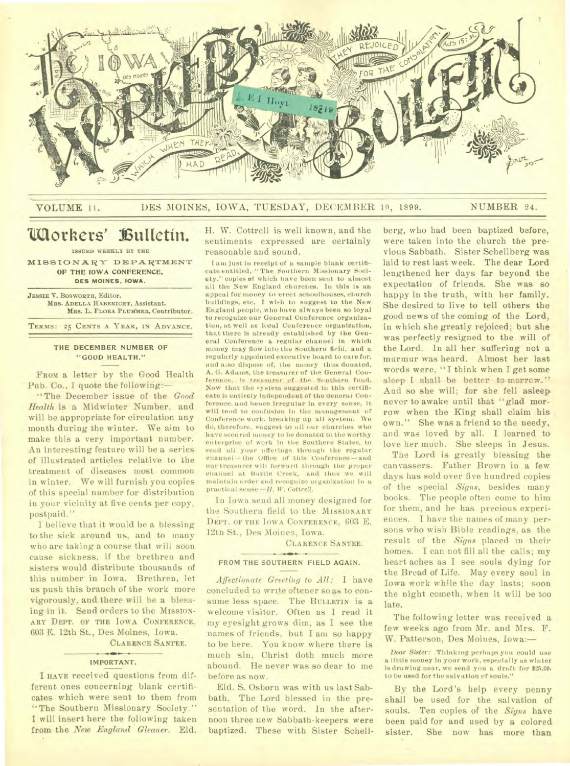# IOWA WORKERS' BULLETIN

"THEY REJOICED FOR THE CONSOLATION." Acts 15:31. "WHICH WHEN THEY HAD READ,"

VOLUME 11. DES MOINES, IOWA, TUESDAY, DECEMBER 19, 1899. NUMBER 24.

## Workers' Bulletin.

ISSUED WEEKLY BY THE

MISSIONARY DEPARTMENT OF THE IOWA CONFERENCE, DES MOINES, IOWA.

JESSIE V. BOSWORTH, Editor.
MRS. ADELLA HABENICHT, Assistant.
MRS. L. FLORA PLUMMER, Contributor.

TERMS: 25 CENTS A YEAR, IN ADVANCE.

### THE DECEMBER NUMBER OF "GOOD HEALTH."

FROM a letter by the Good Health Pub. Co., I quote the following:—

"The December issue of the *Good Health* is a Midwinter Number, and will be appropriate for circulation any month during the winter. We aim to make this a very important number. An interesting feature will be a series of illustrated articles relative to the treatment of diseases most common in winter. We will furnish you copies of this special number for distribution in your vicinity at five cents per copy, postpaid."

I believe that it would be a blessing to the sick around us, and to many who are taking a course that will soon cause sickness, if the brethren and sisters would distribute thousands of this number in Iowa. Brethren, let us push this branch of the work more vigorously, and there will be a blessing in it. Send orders to the MISSIONARY DEPT. OF THE IOWA CONFERENCE, 603 E. 12th St., Des Moines, Iowa.

CLARENCE SANTEE.

### IMPORTANT.

I HAVE received questions from different ones concerning blank certificates which were sent to them from "The Southern Missionary Society." I will insert here the following taken from the *New England Gleaner*. Eld. H. W. Cottrell is well known, and the sentiments expressed are certainly reasonable and sound.

I am just in receipt of a sample blank certificate entitled, "The Southern Missionary Society," copies of which have been sent to almost all the New England churches. In this is an appeal for money to erect schoolhouses, church buildings, etc. I wish to suggest to the New England people, who have always been so loyal to recognize our General Conference organization, as well as local Conference organization, that there is already established by the General Conference a regular channel in which money may flow into the Southern field, and a regularly appointed executive board to care for, and also dispose of, the money thus donated. A. G. Adams, the treasurer of the General Conference, is treasurer of the Southern fund. Now that the system suggested in this certificate is entirely independent of the General Conference, and hence irregular in every sense, it will tend to confusion in the management of Conference work, breaking up all system. We do, therefore, suggest to all our churches who have secured money to be donated to the worthy enterprise of work in the Southern States, to send all your offerings through the regular channel—the Office of this Conference—and our treasurer will forward through the proper channel at Battle Creek, and thus we will maintain order and recognize organization in a practical sense.—*H. W. Cottrell.*

In Iowa send all money designed for the Southern field to the MISSIONARY DEPT. OF THE IOWA CONFERENCE, 603 E. 12th St., Des Moines, Iowa.

CLARENCE SANTEE.

### FROM THE SOUTHERN FIELD AGAIN.

*Affectionate Greeting to All:* I have concluded to write oftener so as to consume less space. The BULLETIN is a welcome visitor. Often as I read it my eyesight grows dim, as I see the names of friends, but I am so happy to be here. You know where there is much sin, Christ doth much more abound. He never was so dear to me before as now.

Eld. S. Osborn was with us last Sabbath. The Lord blessed in the presentation of the word. In the afternoon three new Sabbath-keepers were baptized. These with Sister Schellberg, who had been baptized before, were taken into the church the previous Sabbath. Sister Schellberg was laid to rest last week. The dear Lord lengthened her days far beyond the expectation of friends. She was so happy in the truth, with her family. She desired to live to tell others the good news of the coming of the Lord, in which she greatly rejoiced; but she was perfectly resigned to the will of the Lord. In all her suffering not a murmur was heard. Almost her last words were, "I think when I get some sleep I shall be better to-morrow." And so she will; for she fell asleep never to awake until that "glad morrow when the King shall claim his own." She was a friend to the needy, and was loved by all. I learned to love her much. She sleeps in Jesus.

The Lord is greatly blessing the canvassers. Father Brown in a few days has sold over five hundred copies of the special *Signs*, besides many books. The people often come to him for them, and he has precious experiences. I have the names of many persons who wish Bible readings, as the result of the *Signs* placed in their homes. I can not fill all the calls; my heart aches as I see souls dying for the Bread of Life. May every soul in Iowa work while the day lasts; soon the night cometh, when it will be too late.

The following letter was received a few weeks ago from Mr. and Mrs. F. W. Patterson, Des Moines, Iowa:—

*Dear Sister:* Thinking perhaps you could use a little money in your work, especially as winter is drawing near, we send you a draft for $25.00, to be used for the salvation of souls."

By the Lord's help every penny shall be used for the salvation of souls. Ten copies of the *Signs* have been paid for and used by a colored sister. She now has more than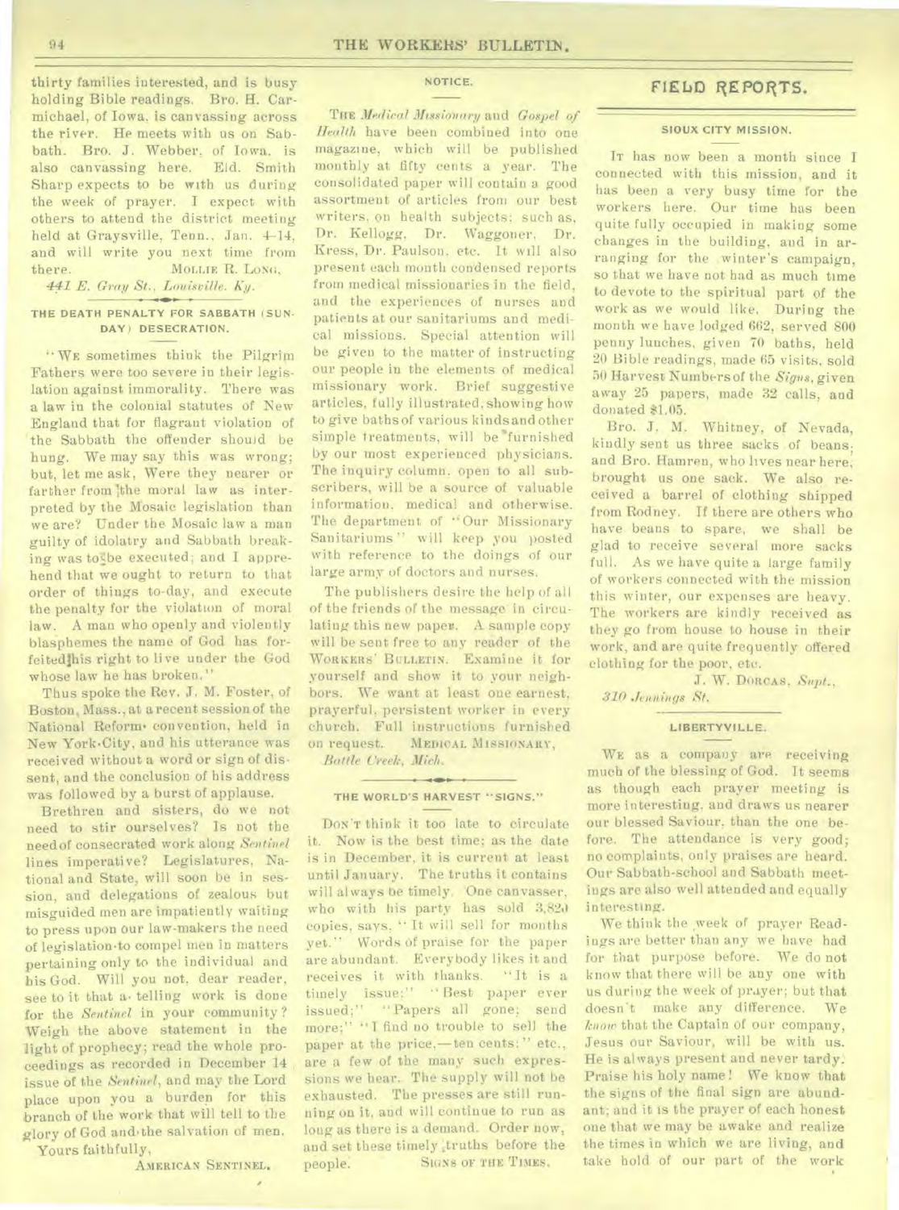thirty families interested, and is busy holding Bible readings. Bro. H. Carmichael, of Iowa, is canvassing across the river. He meets with us on Sabbath. Bro. J. Webber, of Iowa, is also canvassing here. Eld. Smith Sharp expects to be with us during the week of prayer. I expect with others to attend the district meeting held at Graysville, Tenn., Jan. 4-14, and will write you next time from there. MOLLIE R. LONG.

*441 E. Gray St., Louisville, Ky.*

### THE DEATH PENALTY FOR SABBATH (SUNDAY) DESECRATION.

"WE sometimes think the Pilgrim Fathers were too severe in their legislation against immorality. There was a law in the colonial statutes of New England that for flagrant violation of the Sabbath the offender should be hung. We may say this was wrong; but, let me ask, Were they nearer or farther from the moral law as interpreted by the Mosaic legislation than we are? Under the Mosaic law a man guilty of idolatry and Sabbath breaking was to be executed; and I apprehend that we ought to return to that order of things to-day, and execute the penalty for the violation of moral law. A man who openly and violently blasphemes the name of God has forfeited his right to live under the God whose law he has broken."

Thus spoke the Rev. J. M. Foster, of Boston, Mass., at a recent session of the National Reform convention, held in New York City, and his utterance was received without a word or sign of dissent, and the conclusion of his address was followed by a burst of applause.

Brethren and sisters, do we not need to stir ourselves? Is not the need of consecrated work along *Sentinel* lines imperative? Legislatures, National and State, will soon be in session, and delegations of zealous but misguided men are impatiently waiting to press upon our law-makers the need of legislation to compel men in matters pertaining only to the individual and his God. Will you not, dear reader, see to it that a telling work is done for the *Sentinel* in your community? Weigh the above statement in the light of prophecy; read the whole proceedings as recorded in December 14 issue of the *Sentinel*, and may the Lord place upon you a burden for this branch of the work that will tell to the glory of God and the salvation of men.

Yours faithfully,

AMERICAN SENTINEL.

### NOTICE.

THE *Medical Missionary* and *Gospel of Health* have been combined into one magazine, which will be published monthly at fifty cents a year. The consolidated paper will contain a good assortment of articles from our best writers, on health subjects; such as, Dr. Kellogg, Dr. Waggoner, Dr. Kress, Dr. Paulson, etc. It will also present each month condensed reports from medical missionaries in the field, and the experiences of nurses and patients at our sanitariums and medical missions. Special attention will be given to the matter of instructing our people in the elements of medical missionary work. Brief suggestive articles, fully illustrated, showing how to give baths of various kinds and other simple treatments, will be furnished by our most experienced physicians. The inquiry column, open to all subscribers, will be a source of valuable information, medical and otherwise. The department of "Our Missionary Sanitariums" will keep you posted with reference to the doings of our large army of doctors and nurses.

The publishers desire the help of all of the friends of the message in circulating this new paper. A sample copy will be sent free to any reader of the WORKERS' BULLETIN. Examine it for yourself and show it to your neighbors. We want at least one earnest, prayerful, persistent worker in every church. Full instructions furnished on request. MEDICAL MISSIONARY,

*Battle Creek, Mich.*

### THE WORLD'S HARVEST "SIGNS."

DON'T think it too late to circulate it. Now is the best time; as the date is in December, it is current at least until January. The truths it contains will always be timely. One canvasser, who with his party has sold 3,820 copies, says, "It will sell for months yet." Words of praise for the paper are abundant. Everybody likes it and receives it with thanks. "It is a timely issue;" "Best paper ever issued;" "Papers all gone; send more;" "I find no trouble to sell the paper at the price,—ten cents;" etc., are a few of the many such expressions we hear. The supply will not be exhausted. The presses are still running on it, and will continue to run as long as there is a demand. Order now, and set these timely truths before the people. SIGNS OF THE TIMES.

## FIELD REPORTS.

### SIOUX CITY MISSION.

IT has now been a month since I connected with this mission, and it has been a very busy time for the workers here. Our time has been quite fully occupied in making some changes in the building, and in arranging for the winter's campaign, so that we have not had as much time to devote to the spiritual part of the work as we would like. During the month we have lodged 662, served 800 penny lunches, given 70 baths, held 20 Bible readings, made 65 visits, sold 50 Harvest Numbers of the *Signs*, given away 25 papers, made 32 calls, and donated $1.05.

Bro. J. M. Whitney, of Nevada, kindly sent us three sacks of beans; and Bro. Hamren, who lives near here, brought us one sack. We also received a barrel of clothing shipped from Rodney. If there are others who have beans to spare, we shall be glad to receive several more sacks full. As we have quite a large family of workers connected with the mission this winter, our expenses are heavy. The workers are kindly received as they go from house to house in their work, and are quite frequently offered clothing for the poor, etc.

J. W. DORCAS, *Supt.*,

*310 Jennings St.*

### LIBERTYVILLE.

WE as a company are receiving much of the blessing of God. It seems as though each prayer meeting is more interesting, and draws us nearer our blessed Saviour, than the one before. The attendance is very good; no complaints, only praises are heard. Our Sabbath-school and Sabbath meetings are also well attended and equally interesting.

We think the week of prayer Readings are better than any we have had for that purpose before. We do not know that there will be any one with us during the week of prayer; but that doesn't make any difference. We *know* that the Captain of our company, Jesus our Saviour, will be with us. He is always present and never tardy. Praise his holy name! We know that the signs of the final sign are abundant; and it is the prayer of each honest one that we may be awake and realize the times in which we are living, and take hold of our part of the work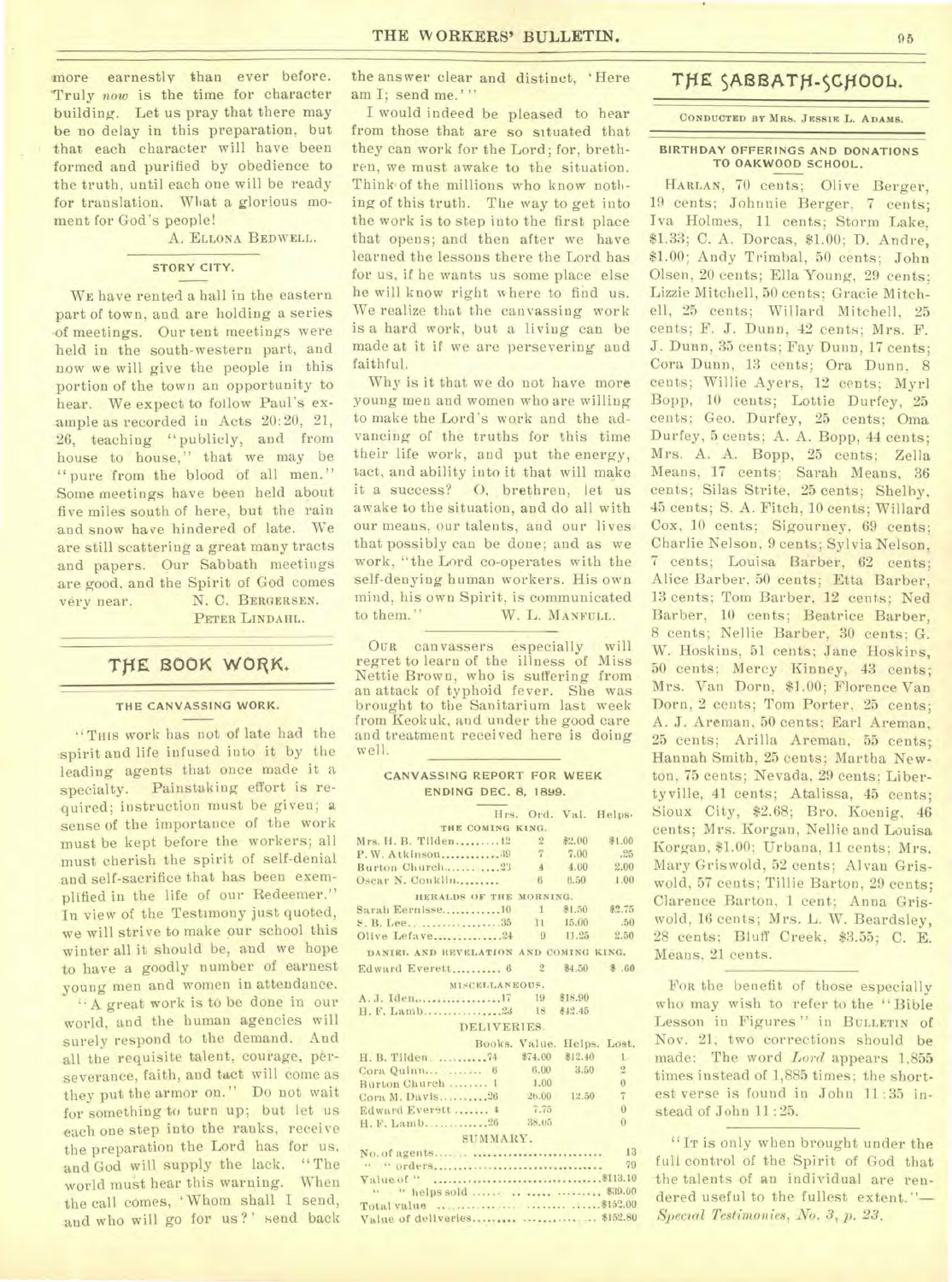more earnestly than ever before. Truly *now* is the time for character building. Let us pray that there may be no delay in this preparation, but that each character will have been formed and purified by obedience to the truth, until each one will be ready for translation. What a glorious moment for God's people!

A. ELLONA BEDWELL.

### STORY CITY.

WE have rented a hall in the eastern part of town, and are holding a series of meetings. Our tent meetings were held in the south-western part, and now we will give the people in this portion of the town an opportunity to hear. We expect to follow Paul's example as recorded in Acts 20:20, 21, 26, teaching "publicly, and from house to house," that we may be "pure from the blood of all men." Some meetings have been held about five miles south of here, but the rain and snow have hindered of late. We are still scattering a great many tracts and papers. Our Sabbath meetings are good, and the Spirit of God comes very near.

N. C. BERGERSEN.
PETER LINDAHL.

## THE BOOK WORK.

### THE CANVASSING WORK.

"THIS work has not of late had the spirit and life infused into it by the leading agents that once made it a specialty. Painstaking effort is required; instruction must be given; a sense of the importance of the work must be kept before the workers; all must cherish the spirit of self-denial and self-sacrifice that has been exemplified in the life of our Redeemer." In view of the Testimony just quoted, we will strive to make our school this winter all it should be, and we hope to have a goodly number of earnest young men and women in attendance.

"A great work is to be done in our world, and the human agencies will surely respond to the demand. And all the requisite talent, courage, perseverance, faith, and tact will come as they put the armor on." Do not wait for something to turn up; but let us each one step into the ranks, receive the preparation the Lord has for us, and God will supply the lack. "The world must hear this warning. When the call comes, 'Whom shall I send, and who will go for us?' send back the answer clear and distinct, 'Here am I; send me.'"

I would indeed be pleased to hear from those that are so situated that they can work for the Lord; for, brethren, we must awake to the situation. Think of the millions who know nothing of this truth. The way to get into the work is to step into the first place that opens; and then after we have learned the lessons there the Lord has for us, if he wants us some place else he will know right where to find us. We realize that the canvassing work is a hard work, but a living can be made at it if we are persevering and faithful.

Why is it that we do not have more young men and women who are willing to make the Lord's work and the advancing of the truths for this time their life work, and put the energy, tact, and ability into it that will make it a success? O, brethren, let us awake to the situation, and do all with our means, our talents, and our lives that possibly can be done; and as we work, "the Lord co-operates with the self-denying human workers. His own mind, his own Spirit, is communicated to them."

W. L. MANFULL.

OUR canvassers especially will regret to learn of the illness of Miss Nettie Brown, who is suffering from an attack of typhoid fever. She was brought to the Sanitarium last week from Keokuk, and under the good care and treatment received here is doing well.

### CANVASSING REPORT FOR WEEK ENDING DEC. 8, 1899.

| | Hrs. | Ord. | Val. | Helps. |
|---|---|---|---|---|
| **THE COMING KING.** | | | | |
| Mrs. H. B. Tilden | 12 | 2 | $2.00 | $1.00 |
| P. W. Atkinson | 39 | 7 | 7.00 | .25 |
| Burton Church | 23 | 4 | 4.00 | 2.00 |
| Oscar N. Conklin | | 6 | 6.50 | 1.00 |
| **HERALDS OF THE MORNING.** | | | | |
| Sarah Eernisse | 10 | 1 | $1.50 | $2.75 |
| S. B. Lee | 35 | 11 | 15.00 | .50 |
| Olive Lefave | 24 | 9 | 11.25 | 2.50 |
| **DANIEL AND REVELATION AND COMING KING.** | | | | |
| Edward Everett | 6 | 2 | $4.50 | $ .60 |
| **MISCELLANEOUS.** | | | | |
| A. J. Iden | 17 | 19 | $18.90 | |
| H. F. Lamb | 24 | 18 | $42.45 | |

**DELIVERIES.**

| | Books. | Value. | Helps. | Lost. |
|---|---|---|---|---|
| H. B. Tilden | 74 | $74.00 | $12.40 | 1 |
| Cora Quinn | 6 | 6.00 | 3.50 | 2 |
| Burton Church | 1 | 1.00 | | 0 |
| Cora M. Davis | 26 | 26.00 | 12.50 | 7 |
| Edward Everett | 4 | 7.75 | | 0 |
| H. F. Lamb | 26 | 38.05 | | 0 |

**SUMMARY.**

| | |
|---|---|
| No. of agents | 13 |
| " " orders | 79 |
| Value of " | $113.10 |
| " " helps sold | $39.00 |
| Total value | $152.00 |
| Value of deliveries | $152.80 |

## THE SABBATH-SCHOOL.

CONDUCTED BY MRS. JESSIE L. ADAMS.

### BIRTHDAY OFFERINGS AND DONATIONS TO OAKWOOD SCHOOL.

HARLAN, 70 cents; Olive Berger, 19 cents; Johnnie Berger, 7 cents; Iva Holmes, 11 cents; Storm Lake, $1.33; C. A. Dorcas, $1.00; D. Andre, $1.00; Andy Trimbal, 50 cents; John Olsen, 20 cents; Ella Young, 29 cents; Lizzie Mitchell, 50 cents; Gracie Mitchell, 25 cents; Willard Mitchell, 25 cents; F. J. Dunn, 42 cents; Mrs. F. J. Dunn, 35 cents; Fay Dunn, 17 cents; Cora Dunn, 13 cents; Ora Dunn, 8 cents; Willie Ayers, 12 cents; Myrl Bopp, 10 cents; Lottie Durfey, 25 cents; Geo. Durfey, 25 cents; Oma Durfey, 5 cents; A. A. Bopp, 44 cents; Mrs. A. A. Bopp, 25 cents; Zella Means, 17 cents; Sarah Means, 36 cents; Silas Strite, 25 cents; Shelby, 45 cents; S. A. Fitch, 10 cents; Willard Cox, 10 cents; Sigourney, 69 cents; Charlie Nelson, 9 cents; Sylvia Nelson, 7 cents; Louisa Barber, 62 cents; Alice Barber, 50 cents; Etta Barber, 13 cents; Tom Barber, 12 cents; Ned Barber, 10 cents; Beatrice Barber, 8 cents; Nellie Barber, 30 cents; G. W. Hoskins, 51 cents; Jane Hoskins, 50 cents; Mercy Kinney, 43 cents; Mrs. Van Dorn, $1.00; Florence Van Dorn, 2 cents; Tom Porter, 25 cents; A. J. Areman, 50 cents; Earl Areman, 25 cents; Arilla Areman, 55 cents; Hannah Smith, 25 cents; Martha Newton, 75 cents; Nevada, 29 cents; Libertyville, 41 cents; Atalissa, 45 cents; Sioux City, $2.68; Bro. Koenig, 46 cents; Mrs. Korgan, Nellie and Louisa Korgan, $1.00; Urbana, 11 cents; Mrs. Mary Griswold, 52 cents; Alvan Griswold, 57 cents; Tillie Barton, 29 cents; Clarence Barton, 1 cent; Anna Griswold, 16 cents; Mrs. L. W. Beardsley, 28 cents; Bluff Creek, $3.55; C. E. Means, 21 cents.

FOR the benefit of those especially who may wish to refer to the "Bible Lesson in Figures" in BULLETIN of Nov. 21, two corrections should be made: The word *Lord* appears 1,855 times instead of 1,885 times; the shortest verse is found in John 11:35 instead of John 11:25.

"IT is only when brought under the full control of the Spirit of God that the talents of an individual are rendered useful to the fullest extent."—*Special Testimonies, No. 3, p. 23.*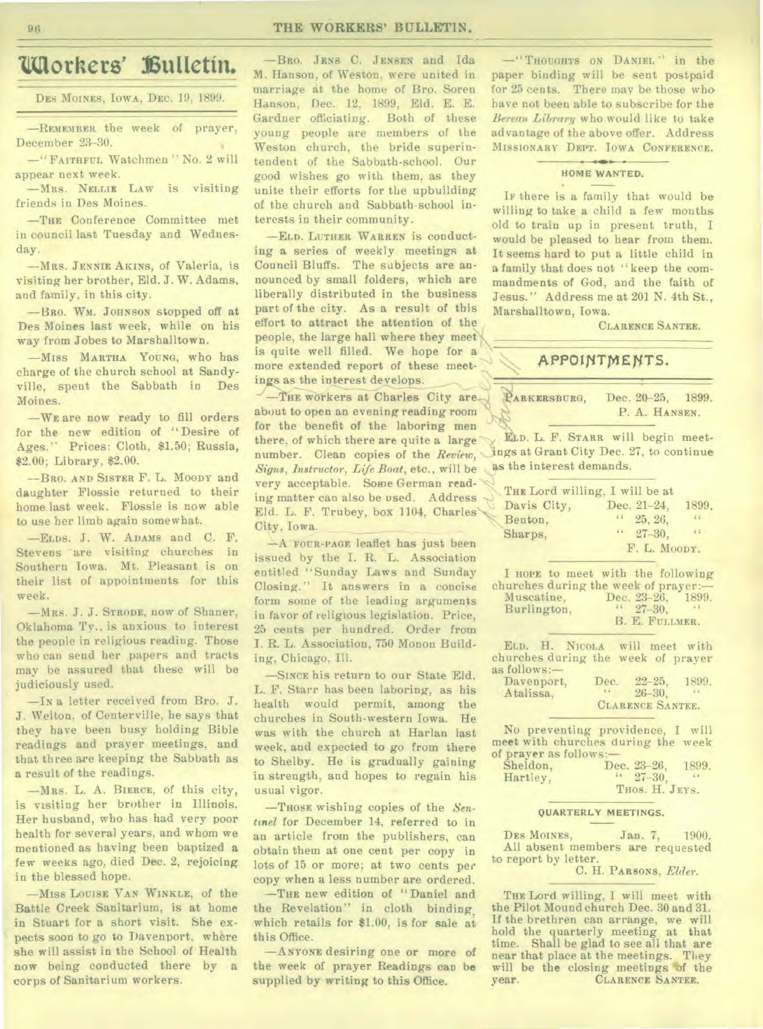# Workers' Bulletin.

DES MOINES, IOWA, DEC. 19, 1899.

—REMEMBER the week of prayer, December 23-30.

—"FAITHFUL Watchmen" No. 2 will appear next week.

—MRS. NELLIE LAW is visiting friends in Des Moines.

—THE Conference Committee met in council last Tuesday and Wednesday.

—MRS. JENNIE AKINS, of Valeria, is visiting her brother, Eld. J. W. Adams, and family, in this city.

—BRO. WM. JOHNSON stopped off at Des Moines last week, while on his way from Jobes to Marshalltown.

—MISS MARTHA YOUNG, who has charge of the church school at Sandyville, spent the Sabbath in Des Moines.

—WE are now ready to fill orders for the new edition of "Desire of Ages." Prices: Cloth, $1.50; Russia, $2.00; Library, $2.00.

—BRO. AND SISTER F. L. MOODY and daughter Flossie returned to their home last week. Flossie is now able to use her limb again somewhat.

—ELDS. J. W. ADAMS and C. F. Stevens are visiting churches in Southern Iowa. Mt. Pleasant is on their list of appointments for this week.

—MRS. J. J. STRODE, now of Shaner, Oklahoma Ty., is anxious to interest the people in religious reading. Those who can send her papers and tracts may be assured that these will be judiciously used.

—IN a letter received from Bro. J. J. Welton, of Centerville, he says that they have been busy holding Bible readings and prayer meetings, and that three are keeping the Sabbath as a result of the readings.

—MRS. L. A. BIERCE, of this city, is visiting her brother in Illinois. Her husband, who has had very poor health for several years, and whom we mentioned as having been baptized a few weeks ago, died Dec. 2, rejoicing in the blessed hope.

—MISS LOUISE VAN WINKLE, of the Battle Creek Sanitarium, is at home in Stuart for a short visit. She expects soon to go to Davenport, where she will assist in the School of Health now being conducted there by a corps of Sanitarium workers.

—BRO. JENS C. JENSEN and Ida M. Hanson, of Weston, were united in marriage at the home of Bro. Soren Hanson, Dec. 12, 1899, Eld. E. E. Gardner officiating. Both of these young people are members of the Weston church, the bride superintendent of the Sabbath-school. Our good wishes go with them, as they unite their efforts for the upbuilding of the church and Sabbath-school interests in their community.

—ELD. LUTHER WARREN is conducting a series of weekly meetings at Council Bluffs. The subjects are announced by small folders, which are liberally distributed in the business part of the city. As a result of this effort to attract the attention of the people, the large hall where they meet is quite well filled. We hope for a more extended report of these meetings as the interest develops.

—THE workers at Charles City are about to open an evening reading room for the benefit of the laboring men there, of which there are quite a large number. Clean copies of the *Review*, *Signs*, *Instructor*, *Life Boat*, etc., will be very acceptable. Some German reading matter can also be used. Address Eld. L. F. Trubey, box 1104, Charles City, Iowa.

—A FOUR-PAGE leaflet has just been issued by the I. R. L. Association entitled "Sunday Laws and Sunday Closing." It answers in a concise form some of the leading arguments in favor of religious legislation. Price, 25 cents per hundred. Order from I. R. L. Association, 750 Monon Building, Chicago, Ill.

—SINCE his return to our State Eld. L. F. Starr has been laboring, as his health would permit, among the churches in South-western Iowa. He was with the church at Harlan last week, and expected to go from there to Shelby. He is gradually gaining in strength, and hopes to regain his usual vigor.

—THOSE wishing copies of the *Sentinel* for December 14, referred to in an article from the publishers, can obtain them at one cent per copy in lots of 15 or more; at two cents per copy when a less number are ordered.

—THE new edition of "Daniel and the Revelation" in cloth binding, which retails for $1.00, is for sale at this Office.

—ANYONE desiring one or more of the week of prayer Readings can be supplied by writing to this Office.

—"THOUGHTS ON DANIEL" in the paper binding will be sent postpaid for 25 cents. There may be those who have not been able to subscribe for the *Berean Library* who would like to take advantage of the above offer. Address MISSIONARY DEPT. IOWA CONFERENCE.

### HOME WANTED.

IF there is a family that would be willing to take a child a few months old to train up in present truth, I would be pleased to hear from them. It seems hard to put a little child in a family that does not "keep the commandments of God, and the faith of Jesus." Address me at 201 N. 4th St., Marshalltown, Iowa.

CLARENCE SANTEE.

## APPOINTMENTS.

PARKERSBURG, Dec. 20-25, 1899.
P. A. HANSEN.

ELD. L. F. STARR will begin meetings at Grant City Dec. 27, to continue as the interest demands.

THE Lord willing, I will be at

Davis City, Dec. 21-24, 1899.
Benton, " 25, 26, "
Sharps, " 27-30, "
F. L. MOODY.

I HOPE to meet with the following churches during the week of prayer:—

Muscatine, Dec. 23-26, 1899.
Burlington, " 27-30, "
B. E. FULLMER.

ELD. H. NICOLA will meet with churches during the week of prayer as follows:—

Davenport, Dec. 22-25, 1899.
Atalissa, " 26-30, "
CLARENCE SANTEE.

No preventing providence, I will meet with churches during the week of prayer as follows:—

Sheldon, Dec. 23-26, 1899.
Hartley, " 27-30, "
THOS. H. JEYS.

### QUARTERLY MEETINGS.

DES MOINES, Jan. 7, 1900.
All absent members are requested to report by letter.
C. H. PARSONS, *Elder*.

THE Lord willing, I will meet with the Pilot Mound church Dec. 30 and 31. If the brethren can arrange, we will hold the quarterly meeting at that time. Shall be glad to see all that are near that place at the meetings. They will be the closing meetings of the year. CLARENCE SANTEE.